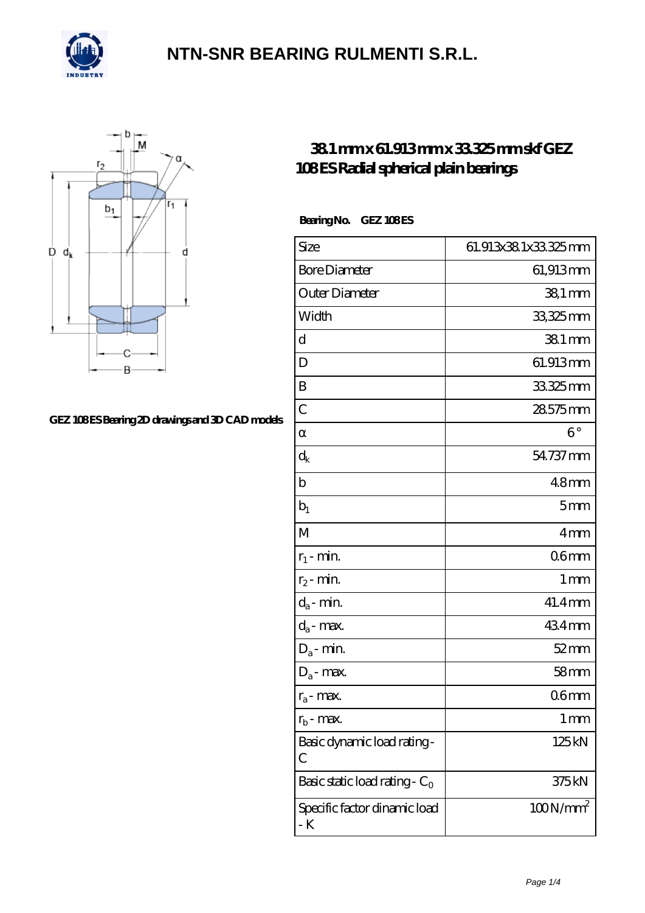# NTN-SNR BEARING RULMENTI S.R.L.

GEZ 108 ES Bearing 2D drawings and 3D CAD models

## 38.1 mm x 61.913 mm x 33.325 mm skf GEZ 108 ES Radial spherical plain bearings

**Bearing No. GEZ 108 ES**

| Size | 61.913x38.1x33.325 mm |
|---|---|
| Bore Diameter | 61,913 mm |
| Outer Diameter | 38,1 mm |
| Width | 33,325 mm |
| d | 38.1 mm |
| D | 61.913 mm |
| B | 33.325 mm |
| C | 28.575 mm |
| α | 6 ° |
| $d_k$ | 54.737 mm |
| b | 4.8 mm |
| $b_1$ | 5 mm |
| M | 4 mm |
| $r_1$ - min. | 0.6 mm |
| $r_2$ - min. | 1 mm |
| $d_a$ - min. | 41.4 mm |
| $d_a$ - max. | 43.4 mm |
| $D_a$ - min. | 52 mm |
| $D_a$ - max. | 58 mm |
| $r_a$ - max. | 0.6 mm |
| $r_b$ - max. | 1 mm |
| Basic dynamic load rating - C | 125 kN |
| Basic static load rating - $C_0$ | 375 kN |
| Specific factor dinamic load - K | 100 N/mm$^2$ |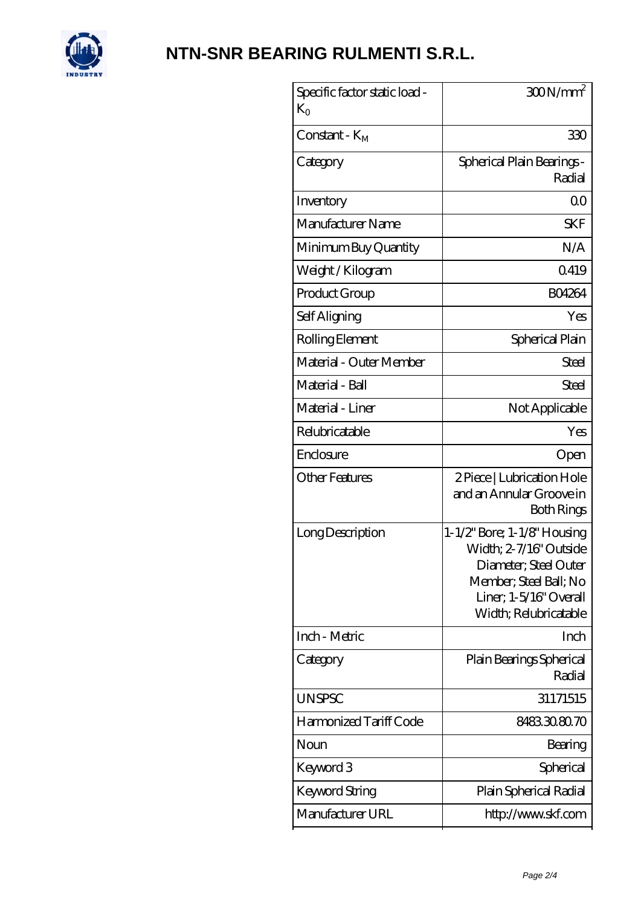# NTN-SNR BEARING RULMENTI S.R.L.

| Specific factor static load - $K_0$ | 300 N/mm$^2$ |
|---|---|
| Constant - $K_M$ | 330 |
| Category | Spherical Plain Bearings - Radial |
| Inventory | 0.0 |
| Manufacturer Name | SKF |
| Minimum Buy Quantity | N/A |
| Weight / Kilogram | 0.419 |
| Product Group | B04264 |
| Self Aligning | Yes |
| Rolling Element | Spherical Plain |
| Material - Outer Member | Steel |
| Material - Ball | Steel |
| Material - Liner | Not Applicable |
| Relubricatable | Yes |
| Enclosure | Open |
| Other Features | 2 Piece \| Lubrication Hole and an Annular Groove in Both Rings |
| Long Description | 1-1/2" Bore; 1-1/8" Housing Width; 2-7/16" Outside Diameter; Steel Outer Member; Steel Ball; No Liner; 1-5/16" Overall Width; Relubricatable |
| Inch - Metric | Inch |
| Category | Plain Bearings Spherical Radial |
| UNSPSC | 31171515 |
| Harmonized Tariff Code | 8483.30.80.70 |
| Noun | Bearing |
| Keyword 3 | Spherical |
| Keyword String | Plain Spherical Radial |
| Manufacturer URL | http://www.skf.com |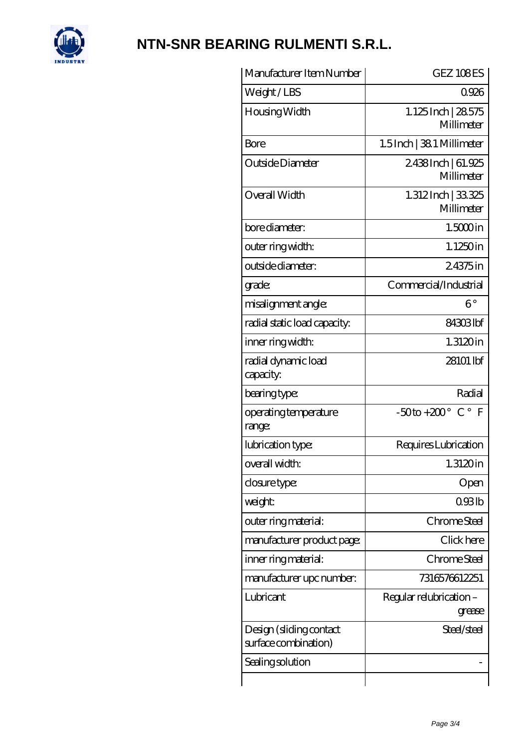# NTN-SNR BEARING RULMENTI S.R.L.

| Manufacturer Item Number | GEZ 108 ES |
|---|---|
| Weight / LBS | 0.926 |
| Housing Width | 1.125 Inch \| 28.575 Millimeter |
| Bore | 1.5 Inch \| 38.1 Millimeter |
| Outside Diameter | 2.438 Inch \| 61.925 Millimeter |
| Overall Width | 1.312 Inch \| 33.325 Millimeter |
| bore diameter: | 1.5000 in |
| outer ring width: | 1.1250 in |
| outside diameter: | 2.4375 in |
| grade: | Commercial/Industrial |
| misalignment angle: | 6° |
| radial static load capacity: | 84303 lbf |
| inner ring width: | 1.3120 in |
| radial dynamic load capacity: | 28101 lbf |
| bearing type: | Radial |
| operating temperature range: | -50 to +200° C° F |
| lubrication type: | Requires Lubrication |
| overall width: | 1.3120 in |
| closure type: | Open |
| weight: | 0.93 lb |
| outer ring material: | Chrome Steel |
| manufacturer product page: | Click here |
| inner ring material: | Chrome Steel |
| manufacturer upc number: | 7316576612251 |
| Lubricant | Regular relubrication – grease |
| Design (sliding contact surface combination) | Steel/steel |
| Sealing solution | - |
| | |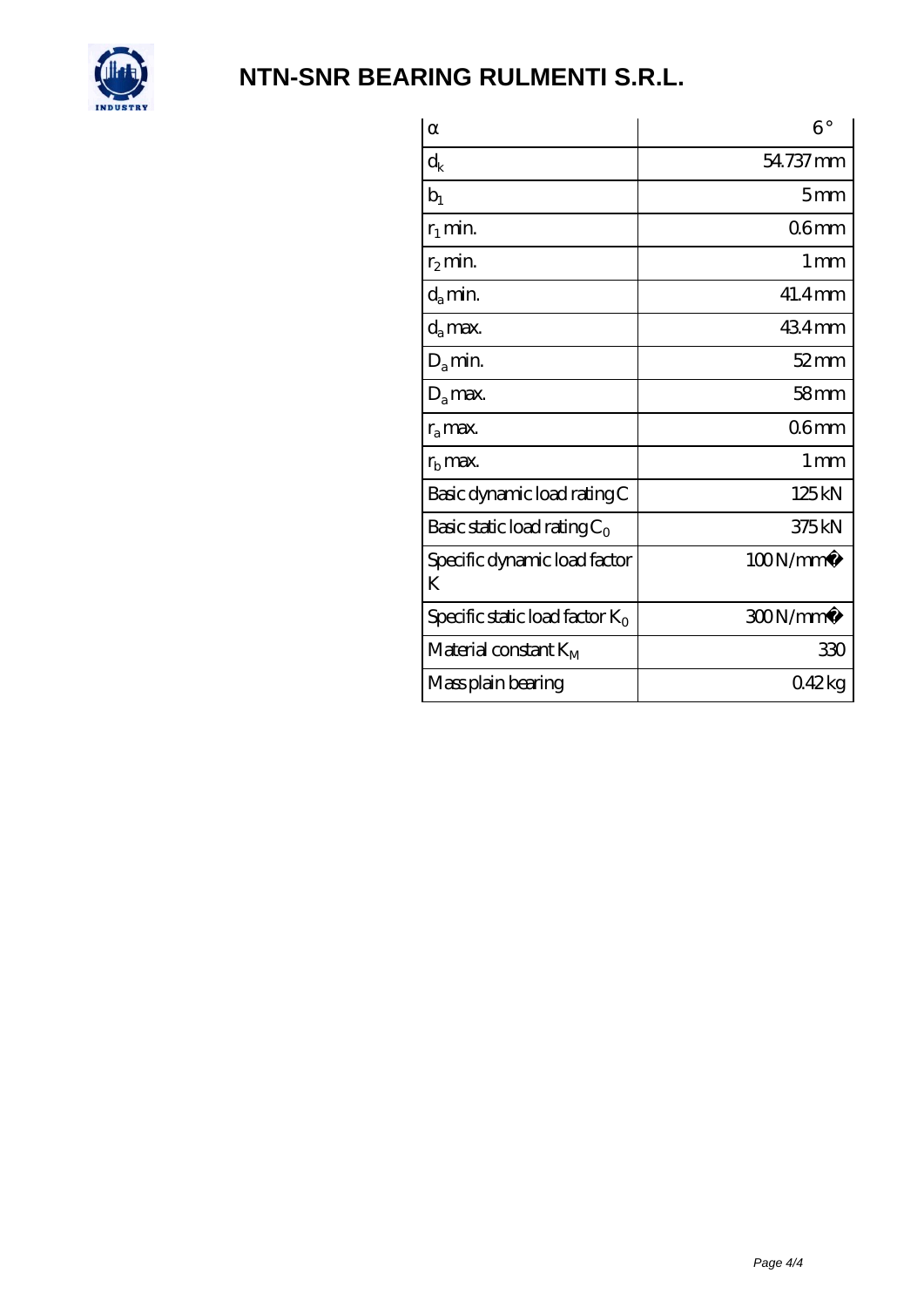# NTN-SNR BEARING RULMENTI S.R.L.

| | |
|---|---|
| α | 6 ° |
| $d_k$ | 54.737 mm |
| $b_1$ | 5 mm |
| $r_1$ min. | 0.6 mm |
| $r_2$ min. | 1 mm |
| $d_a$ min. | 41.4 mm |
| $d_a$ max. | 43.4 mm |
| $D_a$ min. | 52 mm |
| $D_a$ max. | 58 mm |
| $r_a$ max. | 0.6 mm |
| $r_b$ max. | 1 mm |
| Basic dynamic load rating C | 125 kN |
| Basic static load rating $C_0$ | 375 kN |
| Specific dynamic load factor K | 100 N/mm� |
| Specific static load factor $K_0$ | 300 N/mm� |
| Material constant $K_M$ | 330 |
| Mass plain bearing | 0.42 kg |